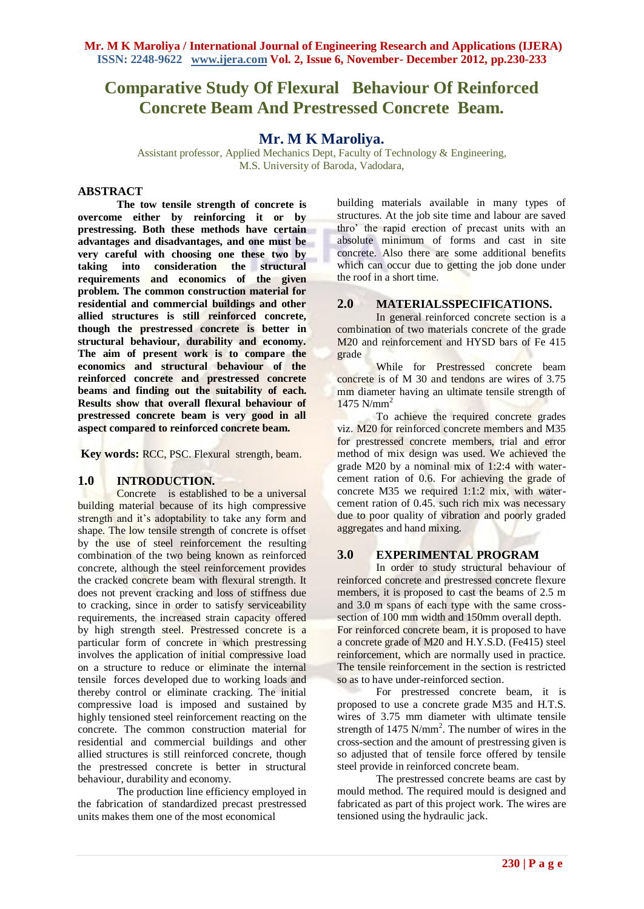# Comparative Study Of Flexural Behaviour Of Reinforced Concrete Beam And Prestressed Concrete Beam.

## Mr. M K Maroliya.

Assistant professor, Applied Mechanics Dept, Faculty of Technology & Engineering, M.S. University of Baroda, Vadodara,

## ABSTRACT

**The tow tensile strength of concrete is overcome either by reinforcing it or by prestressing. Both these methods have certain advantages and disadvantages, and one must be very careful with choosing one these two by taking into consideration the structural requirements and economics of the given problem. The common construction material for residential and commercial buildings and other allied structures is still reinforced concrete, though the prestressed concrete is better in structural behaviour, durability and economy. The aim of present work is to compare the economics and structural behaviour of the reinforced concrete and prestressed concrete beams and finding out the suitability of each. Results show that overall flexural behaviour of prestressed concrete beam is very good in all aspect compared to reinforced concrete beam.**

**Key words:** RCC, PSC. Flexural strength, beam.

## 1.0 INTRODUCTION.

Concrete is established to be a universal building material because of its high compressive strength and it's adoptability to take any form and shape. The low tensile strength of concrete is offset by the use of steel reinforcement the resulting combination of the two being known as reinforced concrete, although the steel reinforcement provides the cracked concrete beam with flexural strength. It does not prevent cracking and loss of stiffness due to cracking, since in order to satisfy serviceability requirements, the increased strain capacity offered by high strength steel. Prestressed concrete is a particular form of concrete in which prestressing involves the application of initial compressive load on a structure to reduce or eliminate the internal tensile forces developed due to working loads and thereby control or eliminate cracking. The initial compressive load is imposed and sustained by highly tensioned steel reinforcement reacting on the concrete. The common construction material for residential and commercial buildings and other allied structures is still reinforced concrete, though the prestressed concrete is better in structural behaviour, durability and economy.

The production line efficiency employed in the fabrication of standardized precast prestressed units makes them one of the most economical building materials available in many types of structures. At the job site time and labour are saved thro' the rapid erection of precast units with an absolute minimum of forms and cast in site concrete. Also there are some additional benefits which can occur due to getting the job done under the roof in a short time.

## 2.0 MATERIALSSPECIFICATIONS.

In general reinforced concrete section is a combination of two materials concrete of the grade M20 and reinforcement and HYSD bars of Fe 415 grade

While for Prestressed concrete beam concrete is of M 30 and tendons are wires of 3.75 mm diameter having an ultimate tensile strength of 1475 $N/mm^2$

To achieve the required concrete grades viz. M20 for reinforced concrete members and M35 for prestressed concrete members, trial and error method of mix design was used. We achieved the grade M20 by a nominal mix of 1:2:4 with water-cement ration of 0.6. For achieving the grade of concrete M35 we required 1:1:2 mix, with water-cement ration of 0.45. such rich mix was necessary due to poor quality of vibration and poorly graded aggregates and hand mixing.

## 3.0 EXPERIMENTAL PROGRAM

In order to study structural behaviour of reinforced concrete and prestressed concrete flexure members, it is proposed to cast the beams of 2.5 m and 3.0 m spans of each type with the same cross-section of 100 mm width and 150mm overall depth. For reinforced concrete beam, it is proposed to have a concrete grade of M20 and H.Y.S.D. (Fe415) steel reinforcement, which are normally used in practice. The tensile reinforcement in the section is restricted so as to have under-reinforced section.

For prestressed concrete beam, it is proposed to use a concrete grade M35 and H.T.S. wires of 3.75 mm diameter with ultimate tensile strength of 1475 $N/mm^2$. The number of wires in the cross-section and the amount of prestressing given is so adjusted that of tensile force offered by tensile steel provide in reinforced concrete beam.

The prestressed concrete beams are cast by mould method. The required mould is designed and fabricated as part of this project work. The wires are tensioned using the hydraulic jack.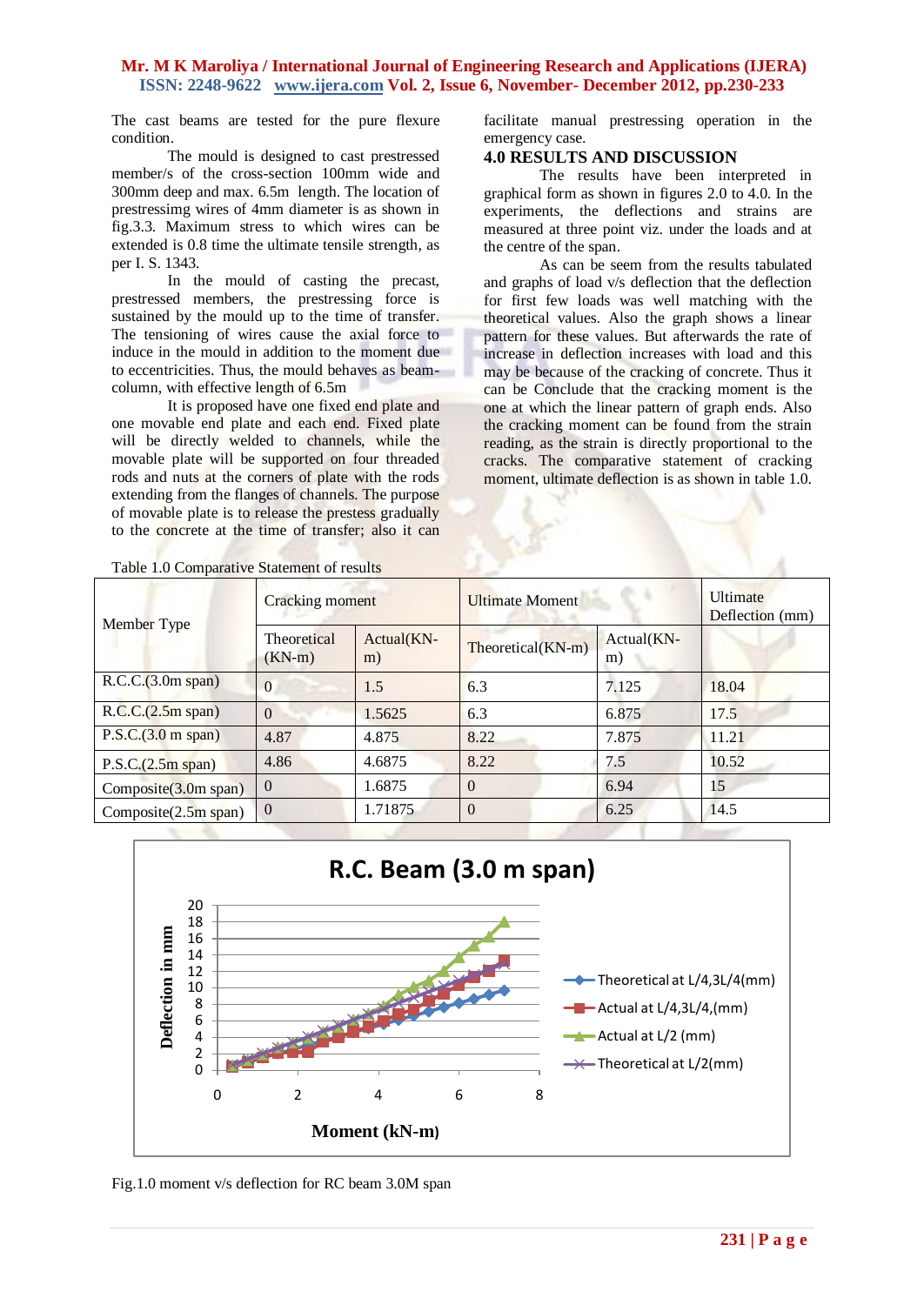The cast beams are tested for the pure flexure condition.

The mould is designed to cast prestressed member/s of the cross-section 100mm wide and 300mm deep and max. 6.5m length. The location of prestressimg wires of 4mm diameter is as shown in fig.3.3. Maximum stress to which wires can be extended is 0.8 time the ultimate tensile strength, as per I. S. 1343.

In the mould of casting the precast, prestressed members, the prestressing force is sustained by the mould up to the time of transfer. The tensioning of wires cause the axial force to induce in the mould in addition to the moment due to eccentricities. Thus, the mould behaves as beam-column, with effective length of 6.5m

It is proposed have one fixed end plate and one movable end plate and each end. Fixed plate will be directly welded to channels, while the movable plate will be supported on four threaded rods and nuts at the corners of plate with the rods extending from the flanges of channels. The purpose of movable plate is to release the prestess gradually to the concrete at the time of transfer; also it can facilitate manual prestressing operation in the emergency case.

## 4.0 RESULTS AND DISCUSSION

The results have been interpreted in graphical form as shown in figures 2.0 to 4.0. In the experiments, the deflections and strains are measured at three point viz. under the loads and at the centre of the span.

As can be seem from the results tabulated and graphs of load v/s deflection that the deflection for first few loads was well matching with the theoretical values. Also the graph shows a linear pattern for these values. But afterwards the rate of increase in deflection increases with load and this may be because of the cracking of concrete. Thus it can be Conclude that the cracking moment is the one at which the linear pattern of graph ends. Also the cracking moment can be found from the strain reading, as the strain is directly proportional to the cracks. The comparative statement of cracking moment, ultimate deflection is as shown in table 1.0.

Table 1.0 Comparative Statement of results

| Member Type | Cracking moment | | Ultimate Moment | | Ultimate Deflection (mm) |
|---|---|---|---|---|---|
| | Theoretical (KN-m) | Actual(KN-m) | Theoretical(KN-m) | Actual(KN-m) | |
| R.C.C.(3.0m span) | 0 | 1.5 | 6.3 | 7.125 | 18.04 |
| R.C.C.(2.5m span) | 0 | 1.5625 | 6.3 | 6.875 | 17.5 |
| P.S.C.(3.0 m span) | 4.87 | 4.875 | 8.22 | 7.875 | 11.21 |
| P.S.C.(2.5m span) | 4.86 | 4.6875 | 8.22 | 7.5 | 10.52 |
| Composite(3.0m span) | 0 | 1.6875 | 0 | 6.94 | 15 |
| Composite(2.5m span) | 0 | 1.71875 | 0 | 6.25 | 14.5 |

Fig.1.0 moment v/s deflection for RC beam 3.0M span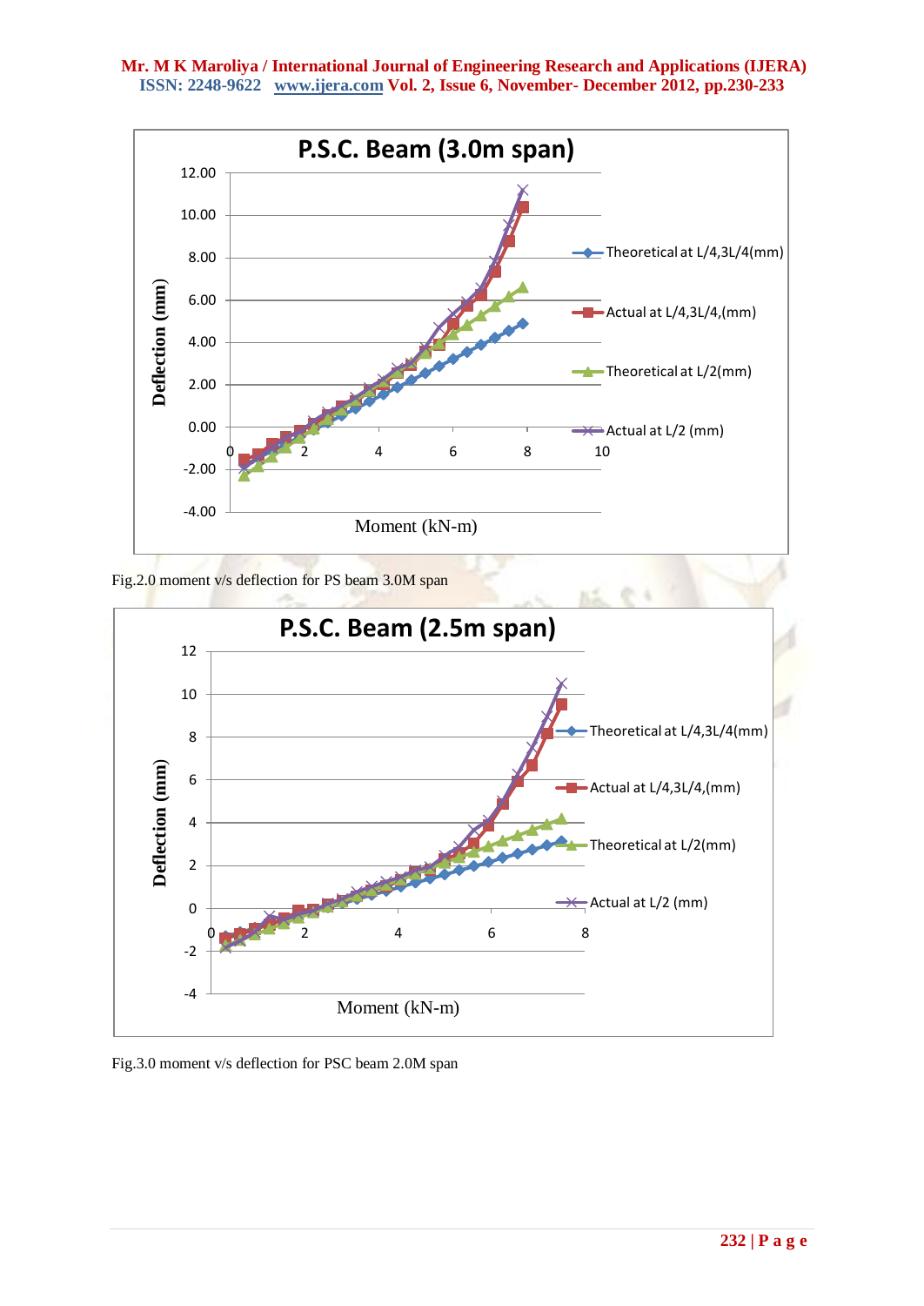Fig.2.0 moment v/s deflection for PS beam 3.0M span

Fig.3.0 moment v/s deflection for PSC beam 2.0M span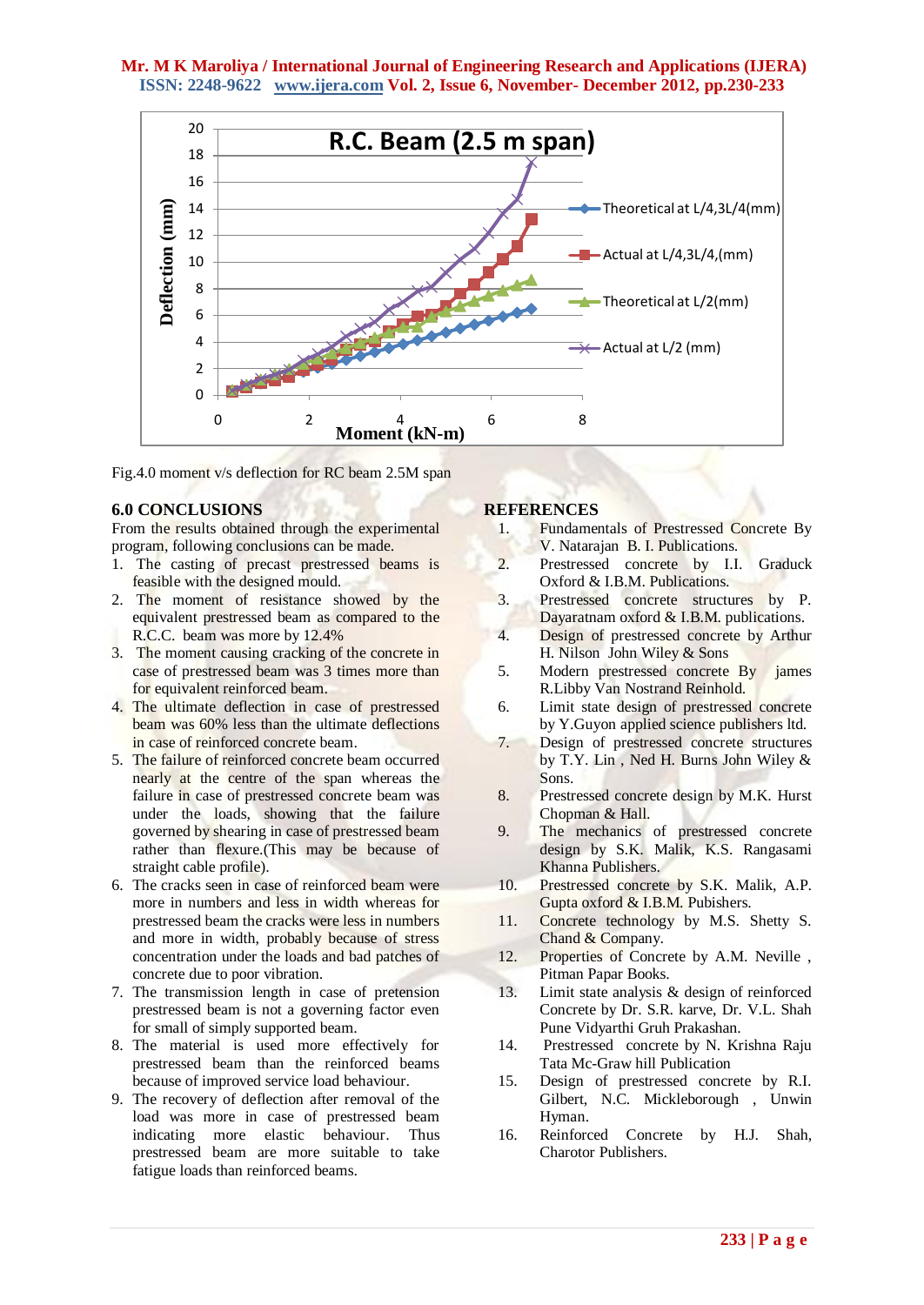R.C. Beam (2.5 m span)

Deflection (mm)

20
18
16
14
12
10
8
6
4
2
0

0
2
4
6
8

Moment (kN-m)

Theoretical at L/4,3L/4(mm)
Actual at L/4,3L/4,(mm)
Theoretical at L/2(mm)
Actual at L/2 (mm)

Fig.4.0 moment v/s deflection for RC beam 2.5M span

## 6.0 CONCLUSIONS

From the results obtained through the experimental program, following conclusions can be made.

1. The casting of precast prestressed beams is feasible with the designed mould.
2. The moment of resistance showed by the equivalent prestressed beam as compared to the R.C.C. beam was more by 12.4%
3. The moment causing cracking of the concrete in case of prestressed beam was 3 times more than for equivalent reinforced beam.
4. The ultimate deflection in case of prestressed beam was 60% less than the ultimate deflections in case of reinforced concrete beam.
5. The failure of reinforced concrete beam occurred nearly at the centre of the span whereas the failure in case of prestressed concrete beam was under the loads, showing that the failure governed by shearing in case of prestressed beam rather than flexure.(This may be because of straight cable profile).
6. The cracks seen in case of reinforced beam were more in numbers and less in width whereas for prestressed beam the cracks were less in numbers and more in width, probably because of stress concentration under the loads and bad patches of concrete due to poor vibration.
7. The transmission length in case of pretension prestressed beam is not a governing factor even for small of simply supported beam.
8. The material is used more effectively for prestressed beam than the reinforced beams because of improved service load behaviour.
9. The recovery of deflection after removal of the load was more in case of prestressed beam indicating more elastic behaviour. Thus prestressed beam are more suitable to take fatigue loads than reinforced beams.

## REFERENCES

1. Fundamentals of Prestressed Concrete By V. Natarajan B. I. Publications.
2. Prestressed concrete by I.I. Graduck Oxford & I.B.M. Publications.
3. Prestressed concrete structures by P. Dayaratnam oxford & I.B.M. publications.
4. Design of prestressed concrete by Arthur H. Nilson John Wiley & Sons
5. Modern prestressed concrete By james R.Libby Van Nostrand Reinhold.
6. Limit state design of prestressed concrete by Y.Guyon applied science publishers ltd.
7. Design of prestressed concrete structures by T.Y. Lin , Ned H. Burns John Wiley & Sons.
8. Prestressed concrete design by M.K. Hurst Chopman & Hall.
9. The mechanics of prestressed concrete design by S.K. Malik, K.S. Rangasami Khanna Publishers.
10. Prestressed concrete by S.K. Malik, A.P. Gupta oxford & I.B.M. Pubishers.
11. Concrete technology by M.S. Shetty S. Chand & Company.
12. Properties of Concrete by A.M. Neville , Pitman Papar Books.
13. Limit state analysis & design of reinforced Concrete by Dr. S.R. karve, Dr. V.L. Shah Pune Vidyarthi Gruh Prakashan.
14. Prestressed concrete by N. Krishna Raju Tata Mc-Graw hill Publication
15. Design of prestressed concrete by R.I. Gilbert, N.C. Mickleborough , Unwin Hyman.
16. Reinforced Concrete by H.J. Shah, Charotor Publishers.